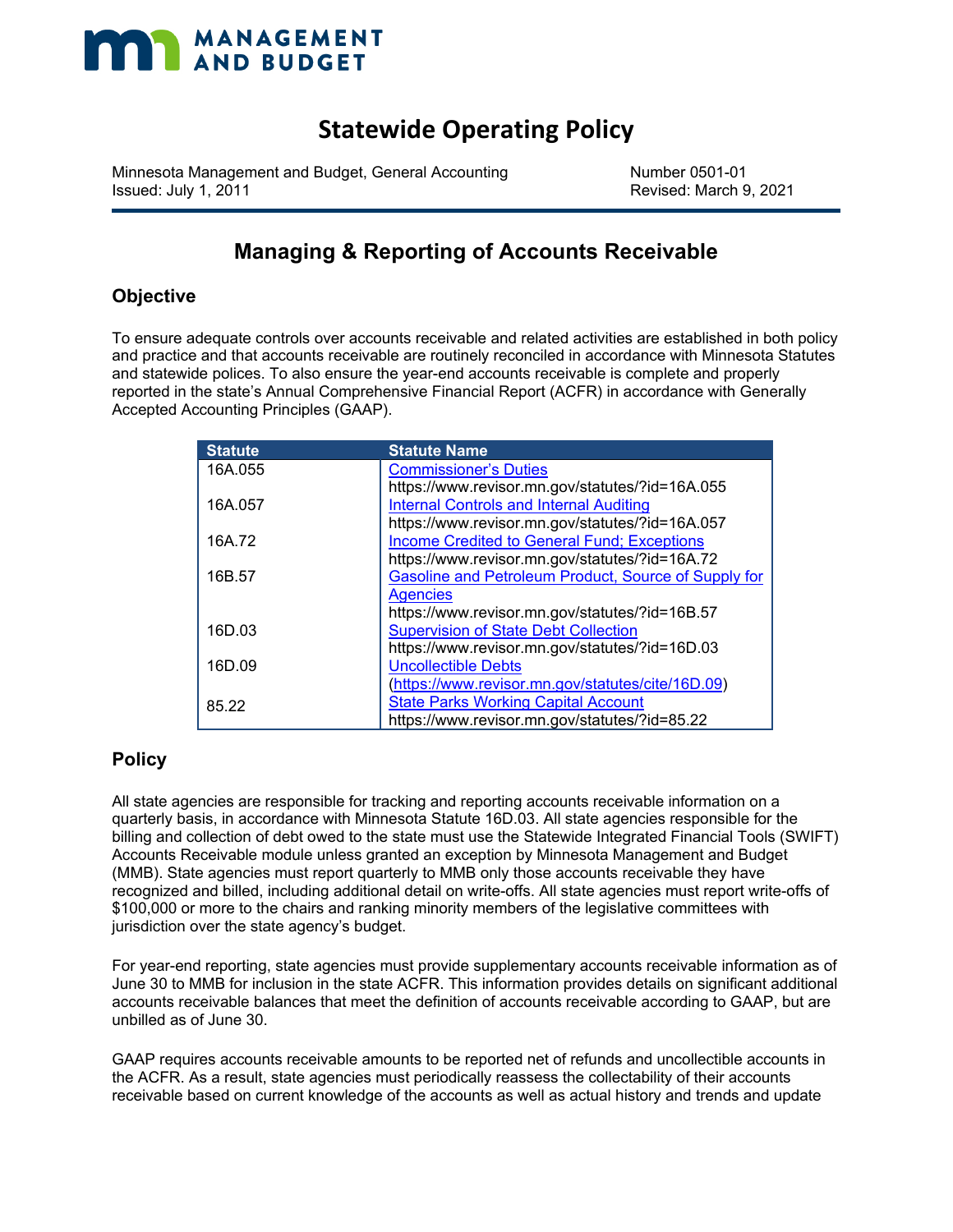MANAGEMENT AND BUDGET

# Statewide Operating Policy

Minnesota Management and Budget, General Accounting
Issued: July 1, 2011

Number 0501-01
Revised: March 9, 2021

## Managing & Reporting of Accounts Receivable

### Objective

To ensure adequate controls over accounts receivable and related activities are established in both policy and practice and that accounts receivable are routinely reconciled in accordance with Minnesota Statutes and statewide polices. To also ensure the year-end accounts receivable is complete and properly reported in the state's Annual Comprehensive Financial Report (ACFR) in accordance with Generally Accepted Accounting Principles (GAAP).

| Statute | Statute Name |
| --- | --- |
| 16A.055 | [Commissioner's Duties](https://www.revisor.mn.gov/statutes/?id=16A.055) https://www.revisor.mn.gov/statutes/?id=16A.055 |
| 16A.057 | [Internal Controls and Internal Auditing](https://www.revisor.mn.gov/statutes/?id=16A.057) https://www.revisor.mn.gov/statutes/?id=16A.057 |
| 16A.72 | [Income Credited to General Fund; Exceptions](https://www.revisor.mn.gov/statutes/?id=16A.72) https://www.revisor.mn.gov/statutes/?id=16A.72 |
| 16B.57 | [Gasoline and Petroleum Product, Source of Supply for Agencies](https://www.revisor.mn.gov/statutes/?id=16B.57) https://www.revisor.mn.gov/statutes/?id=16B.57 |
| 16D.03 | [Supervision of State Debt Collection](https://www.revisor.mn.gov/statutes/?id=16D.03) https://www.revisor.mn.gov/statutes/?id=16D.03 |
| 16D.09 | [Uncollectible Debts](https://www.revisor.mn.gov/statutes/cite/16D.09) (https://www.revisor.mn.gov/statutes/cite/16D.09) |
| 85.22 | [State Parks Working Capital Account](https://www.revisor.mn.gov/statutes/?id=85.22) https://www.revisor.mn.gov/statutes/?id=85.22 |

### Policy

All state agencies are responsible for tracking and reporting accounts receivable information on a quarterly basis, in accordance with Minnesota Statute 16D.03. All state agencies responsible for the billing and collection of debt owed to the state must use the Statewide Integrated Financial Tools (SWIFT) Accounts Receivable module unless granted an exception by Minnesota Management and Budget (MMB). State agencies must report quarterly to MMB only those accounts receivable they have recognized and billed, including additional detail on write-offs. All state agencies must report write-offs of $100,000 or more to the chairs and ranking minority members of the legislative committees with jurisdiction over the state agency's budget.

For year-end reporting, state agencies must provide supplementary accounts receivable information as of June 30 to MMB for inclusion in the state ACFR. This information provides details on significant additional accounts receivable balances that meet the definition of accounts receivable according to GAAP, but are unbilled as of June 30.

GAAP requires accounts receivable amounts to be reported net of refunds and uncollectible accounts in the ACFR. As a result, state agencies must periodically reassess the collectability of their accounts receivable based on current knowledge of the accounts as well as actual history and trends and update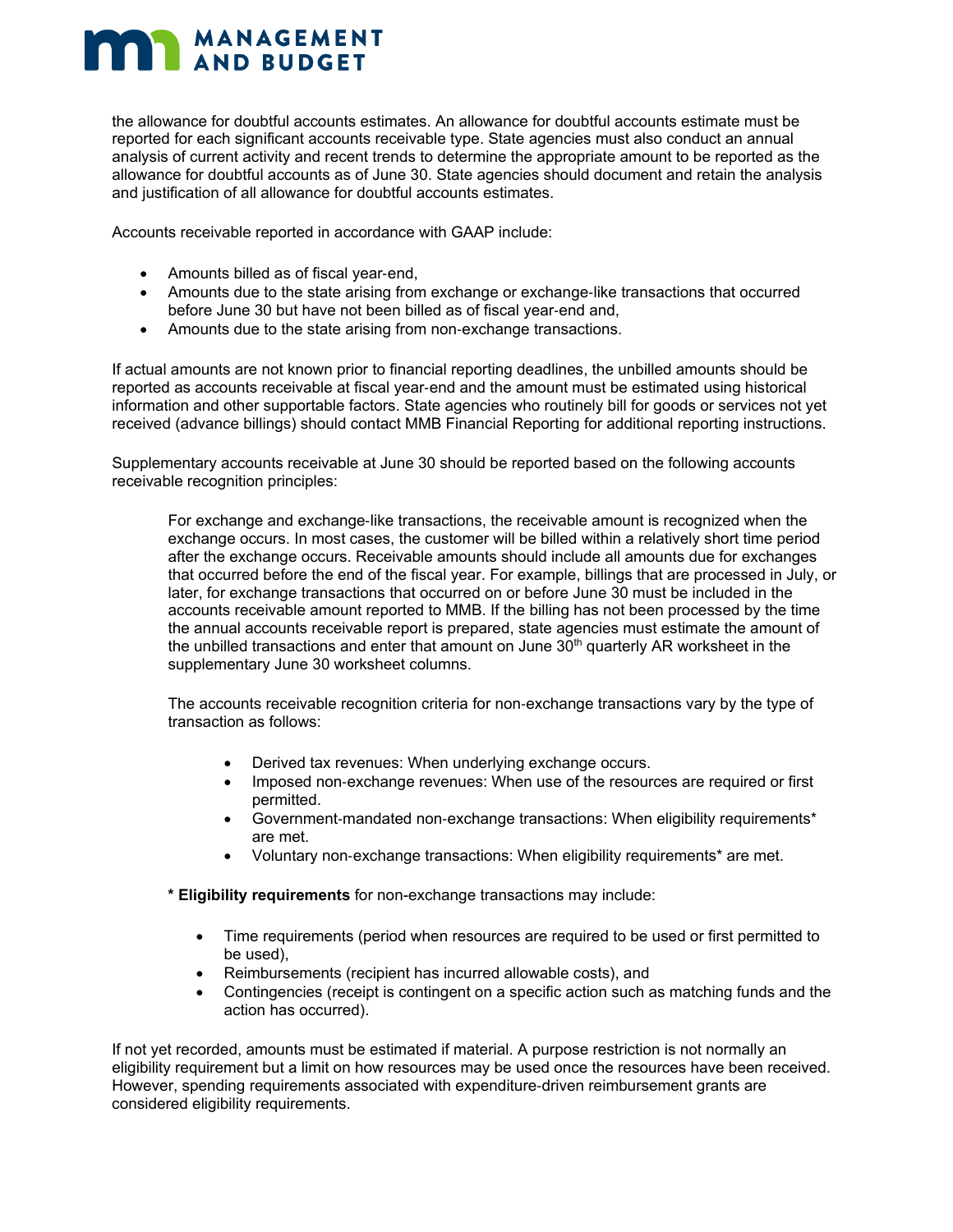the allowance for doubtful accounts estimates. An allowance for doubtful accounts estimate must be reported for each significant accounts receivable type. State agencies must also conduct an annual analysis of current activity and recent trends to determine the appropriate amount to be reported as the allowance for doubtful accounts as of June 30. State agencies should document and retain the analysis and justification of all allowance for doubtful accounts estimates.

Accounts receivable reported in accordance with GAAP include:

- Amounts billed as of fiscal year-end,
- Amounts due to the state arising from exchange or exchange-like transactions that occurred before June 30 but have not been billed as of fiscal year-end and,
- Amounts due to the state arising from non-exchange transactions.

If actual amounts are not known prior to financial reporting deadlines, the unbilled amounts should be reported as accounts receivable at fiscal year-end and the amount must be estimated using historical information and other supportable factors. State agencies who routinely bill for goods or services not yet received (advance billings) should contact MMB Financial Reporting for additional reporting instructions.

Supplementary accounts receivable at June 30 should be reported based on the following accounts receivable recognition principles:

> For exchange and exchange-like transactions, the receivable amount is recognized when the exchange occurs. In most cases, the customer will be billed within a relatively short time period after the exchange occurs. Receivable amounts should include all amounts due for exchanges that occurred before the end of the fiscal year. For example, billings that are processed in July, or later, for exchange transactions that occurred on or before June 30 must be included in the accounts receivable amount reported to MMB. If the billing has not been processed by the time the annual accounts receivable report is prepared, state agencies must estimate the amount of the unbilled transactions and enter that amount on June 30th quarterly AR worksheet in the supplementary June 30 worksheet columns.
>
> The accounts receivable recognition criteria for non-exchange transactions vary by the type of transaction as follows:
>
> - Derived tax revenues: When underlying exchange occurs.
> - Imposed non-exchange revenues: When use of the resources are required or first permitted.
> - Government-mandated non-exchange transactions: When eligibility requirements* are met.
> - Voluntary non-exchange transactions: When eligibility requirements* are met.
>
> * **Eligibility requirements** for non-exchange transactions may include:
>
> - Time requirements (period when resources are required to be used or first permitted to be used),
> - Reimbursements (recipient has incurred allowable costs), and
> - Contingencies (receipt is contingent on a specific action such as matching funds and the action has occurred).

If not yet recorded, amounts must be estimated if material. A purpose restriction is not normally an eligibility requirement but a limit on how resources may be used once the resources have been received. However, spending requirements associated with expenditure-driven reimbursement grants are considered eligibility requirements.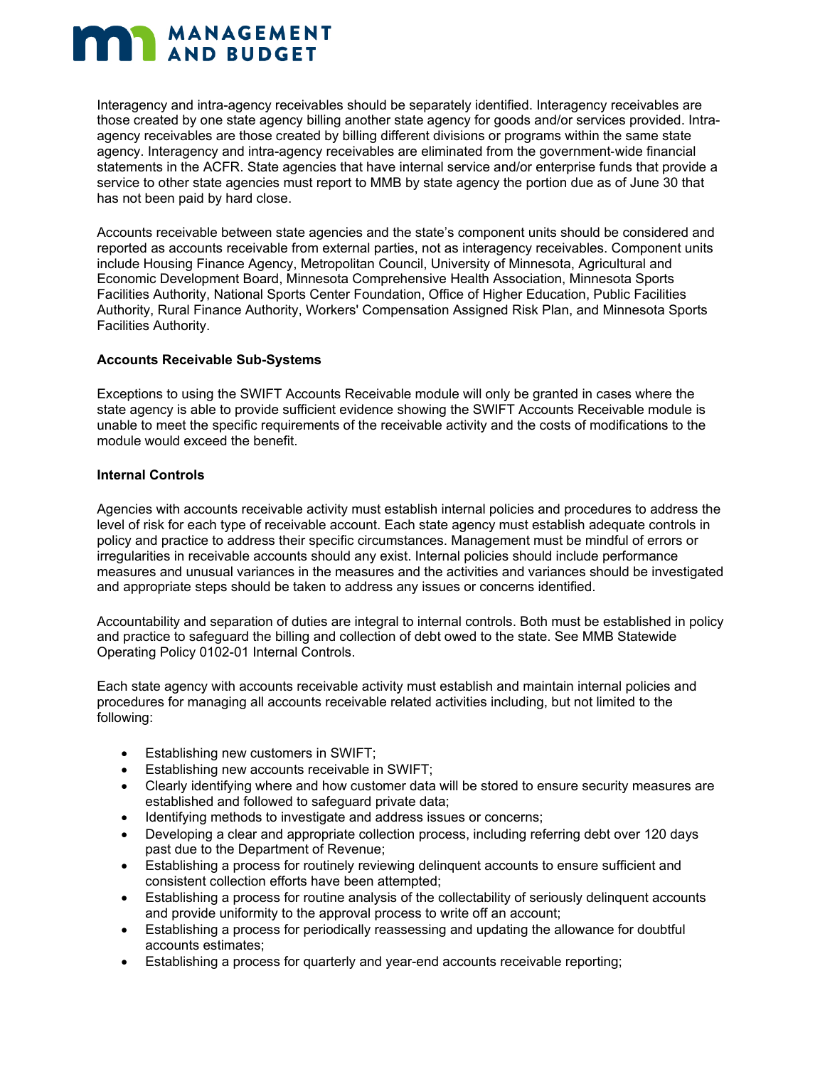Interagency and intra-agency receivables should be separately identified. Interagency receivables are those created by one state agency billing another state agency for goods and/or services provided. Intra-agency receivables are those created by billing different divisions or programs within the same state agency. Interagency and intra-agency receivables are eliminated from the government-wide financial statements in the ACFR. State agencies that have internal service and/or enterprise funds that provide a service to other state agencies must report to MMB by state agency the portion due as of June 30 that has not been paid by hard close.

Accounts receivable between state agencies and the state's component units should be considered and reported as accounts receivable from external parties, not as interagency receivables. Component units include Housing Finance Agency, Metropolitan Council, University of Minnesota, Agricultural and Economic Development Board, Minnesota Comprehensive Health Association, Minnesota Sports Facilities Authority, National Sports Center Foundation, Office of Higher Education, Public Facilities Authority, Rural Finance Authority, Workers' Compensation Assigned Risk Plan, and Minnesota Sports Facilities Authority.

**Accounts Receivable Sub-Systems**

Exceptions to using the SWIFT Accounts Receivable module will only be granted in cases where the state agency is able to provide sufficient evidence showing the SWIFT Accounts Receivable module is unable to meet the specific requirements of the receivable activity and the costs of modifications to the module would exceed the benefit.

**Internal Controls**

Agencies with accounts receivable activity must establish internal policies and procedures to address the level of risk for each type of receivable account. Each state agency must establish adequate controls in policy and practice to address their specific circumstances. Management must be mindful of errors or irregularities in receivable accounts should any exist. Internal policies should include performance measures and unusual variances in the measures and the activities and variances should be investigated and appropriate steps should be taken to address any issues or concerns identified.

Accountability and separation of duties are integral to internal controls. Both must be established in policy and practice to safeguard the billing and collection of debt owed to the state. See MMB Statewide Operating Policy 0102-01 Internal Controls.

Each state agency with accounts receivable activity must establish and maintain internal policies and procedures for managing all accounts receivable related activities including, but not limited to the following:

- Establishing new customers in SWIFT;
- Establishing new accounts receivable in SWIFT;
- Clearly identifying where and how customer data will be stored to ensure security measures are established and followed to safeguard private data;
- Identifying methods to investigate and address issues or concerns;
- Developing a clear and appropriate collection process, including referring debt over 120 days past due to the Department of Revenue;
- Establishing a process for routinely reviewing delinquent accounts to ensure sufficient and consistent collection efforts have been attempted;
- Establishing a process for routine analysis of the collectability of seriously delinquent accounts and provide uniformity to the approval process to write off an account;
- Establishing a process for periodically reassessing and updating the allowance for doubtful accounts estimates;
- Establishing a process for quarterly and year-end accounts receivable reporting;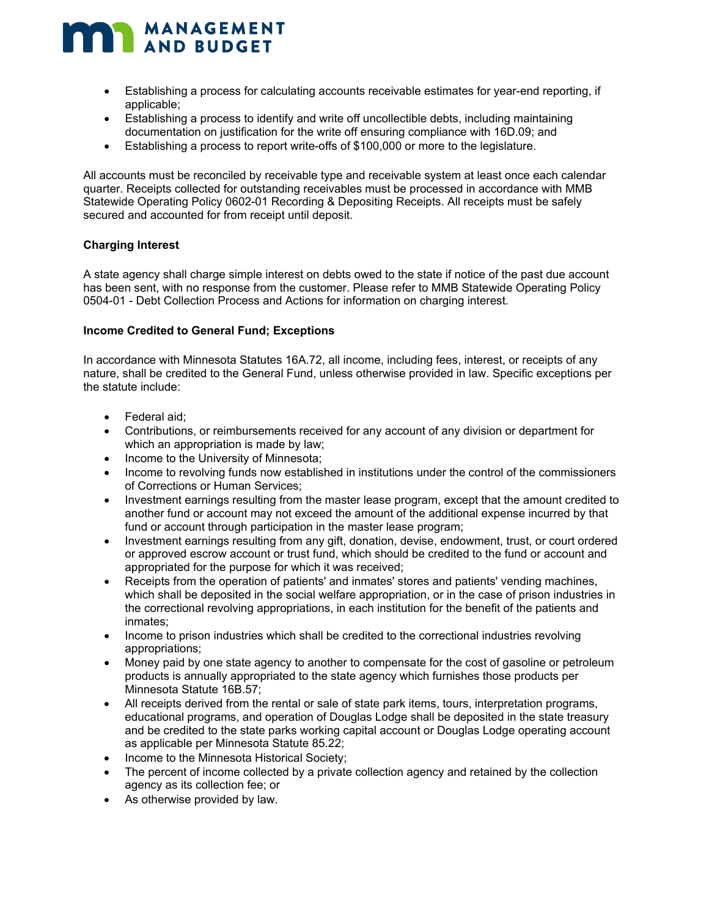- Establishing a process for calculating accounts receivable estimates for year-end reporting, if applicable;
- Establishing a process to identify and write off uncollectible debts, including maintaining documentation on justification for the write off ensuring compliance with 16D.09; and
- Establishing a process to report write-offs of $100,000 or more to the legislature.

All accounts must be reconciled by receivable type and receivable system at least once each calendar quarter. Receipts collected for outstanding receivables must be processed in accordance with MMB Statewide Operating Policy 0602-01 Recording & Depositing Receipts. All receipts must be safely secured and accounted for from receipt until deposit.

**Charging Interest**

A state agency shall charge simple interest on debts owed to the state if notice of the past due account has been sent, with no response from the customer. Please refer to MMB Statewide Operating Policy 0504-01 - Debt Collection Process and Actions for information on charging interest.

**Income Credited to General Fund; Exceptions**

In accordance with Minnesota Statutes 16A.72, all income, including fees, interest, or receipts of any nature, shall be credited to the General Fund, unless otherwise provided in law. Specific exceptions per the statute include:

- Federal aid;
- Contributions, or reimbursements received for any account of any division or department for which an appropriation is made by law;
- Income to the University of Minnesota;
- Income to revolving funds now established in institutions under the control of the commissioners of Corrections or Human Services;
- Investment earnings resulting from the master lease program, except that the amount credited to another fund or account may not exceed the amount of the additional expense incurred by that fund or account through participation in the master lease program;
- Investment earnings resulting from any gift, donation, devise, endowment, trust, or court ordered or approved escrow account or trust fund, which should be credited to the fund or account and appropriated for the purpose for which it was received;
- Receipts from the operation of patients' and inmates' stores and patients' vending machines, which shall be deposited in the social welfare appropriation, or in the case of prison industries in the correctional revolving appropriations, in each institution for the benefit of the patients and inmates;
- Income to prison industries which shall be credited to the correctional industries revolving appropriations;
- Money paid by one state agency to another to compensate for the cost of gasoline or petroleum products is annually appropriated to the state agency which furnishes those products per Minnesota Statute 16B.57;
- All receipts derived from the rental or sale of state park items, tours, interpretation programs, educational programs, and operation of Douglas Lodge shall be deposited in the state treasury and be credited to the state parks working capital account or Douglas Lodge operating account as applicable per Minnesota Statute 85.22;
- Income to the Minnesota Historical Society;
- The percent of income collected by a private collection agency and retained by the collection agency as its collection fee; or
- As otherwise provided by law.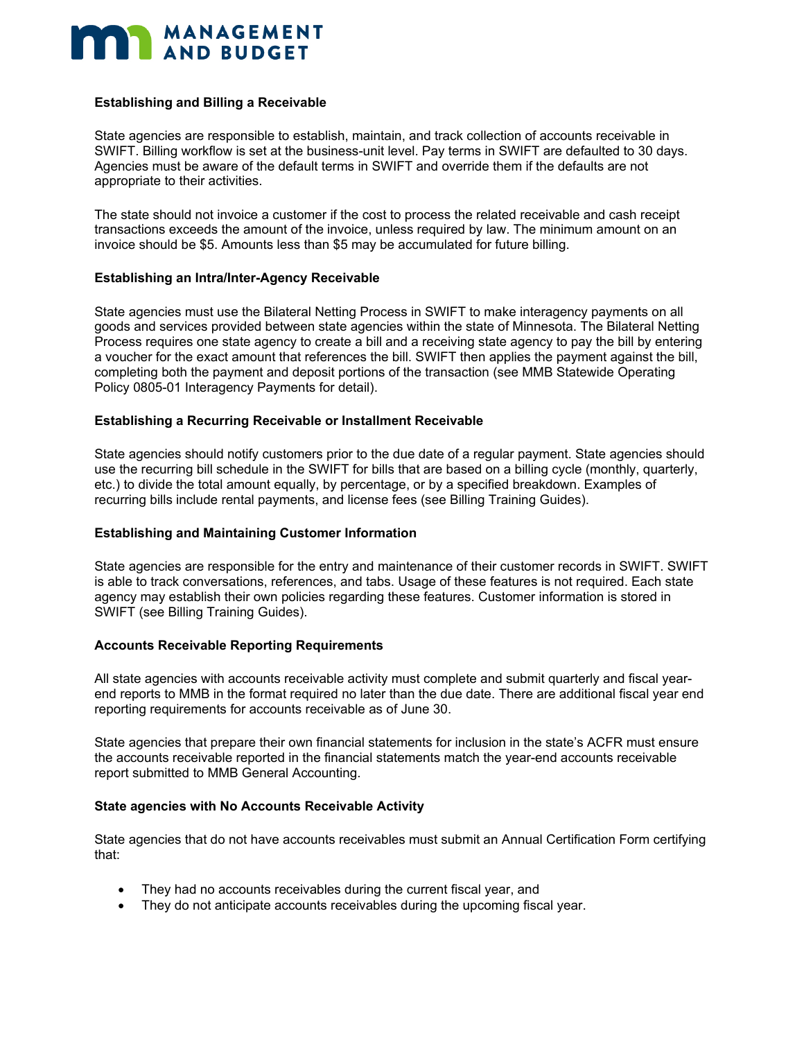### Establishing and Billing a Receivable

State agencies are responsible to establish, maintain, and track collection of accounts receivable in SWIFT. Billing workflow is set at the business-unit level. Pay terms in SWIFT are defaulted to 30 days. Agencies must be aware of the default terms in SWIFT and override them if the defaults are not appropriate to their activities.

The state should not invoice a customer if the cost to process the related receivable and cash receipt transactions exceeds the amount of the invoice, unless required by law. The minimum amount on an invoice should be $5. Amounts less than $5 may be accumulated for future billing.

### Establishing an Intra/Inter-Agency Receivable

State agencies must use the Bilateral Netting Process in SWIFT to make interagency payments on all goods and services provided between state agencies within the state of Minnesota. The Bilateral Netting Process requires one state agency to create a bill and a receiving state agency to pay the bill by entering a voucher for the exact amount that references the bill. SWIFT then applies the payment against the bill, completing both the payment and deposit portions of the transaction (see MMB Statewide Operating Policy 0805-01 Interagency Payments for detail).

### Establishing a Recurring Receivable or Installment Receivable

State agencies should notify customers prior to the due date of a regular payment. State agencies should use the recurring bill schedule in the SWIFT for bills that are based on a billing cycle (monthly, quarterly, etc.) to divide the total amount equally, by percentage, or by a specified breakdown. Examples of recurring bills include rental payments, and license fees (see Billing Training Guides).

### Establishing and Maintaining Customer Information

State agencies are responsible for the entry and maintenance of their customer records in SWIFT. SWIFT is able to track conversations, references, and tabs. Usage of these features is not required. Each state agency may establish their own policies regarding these features. Customer information is stored in SWIFT (see Billing Training Guides).

### Accounts Receivable Reporting Requirements

All state agencies with accounts receivable activity must complete and submit quarterly and fiscal year-end reports to MMB in the format required no later than the due date. There are additional fiscal year end reporting requirements for accounts receivable as of June 30.

State agencies that prepare their own financial statements for inclusion in the state's ACFR must ensure the accounts receivable reported in the financial statements match the year-end accounts receivable report submitted to MMB General Accounting.

### State agencies with No Accounts Receivable Activity

State agencies that do not have accounts receivables must submit an Annual Certification Form certifying that:

- They had no accounts receivables during the current fiscal year, and
- They do not anticipate accounts receivables during the upcoming fiscal year.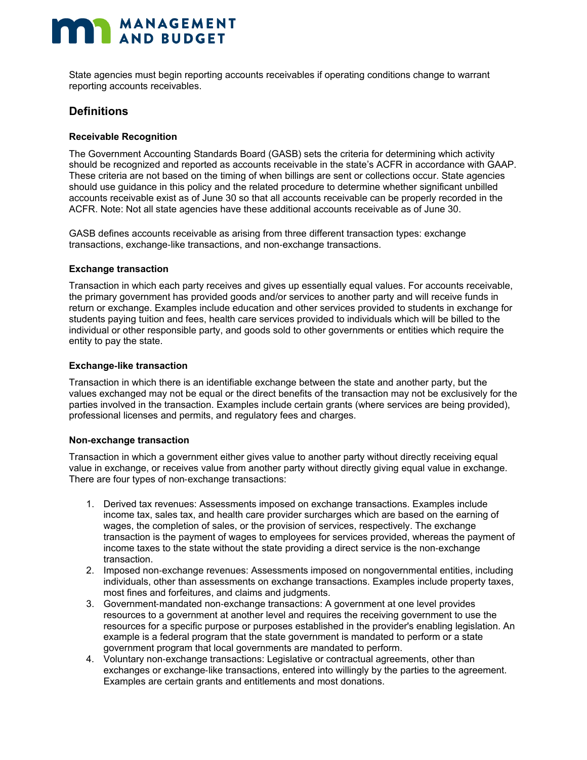State agencies must begin reporting accounts receivables if operating conditions change to warrant reporting accounts receivables.

## Definitions

### Receivable Recognition

The Government Accounting Standards Board (GASB) sets the criteria for determining which activity should be recognized and reported as accounts receivable in the state's ACFR in accordance with GAAP. These criteria are not based on the timing of when billings are sent or collections occur. State agencies should use guidance in this policy and the related procedure to determine whether significant unbilled accounts receivable exist as of June 30 so that all accounts receivable can be properly recorded in the ACFR. Note: Not all state agencies have these additional accounts receivable as of June 30.

GASB defines accounts receivable as arising from three different transaction types: exchange transactions, exchange-like transactions, and non-exchange transactions.

### Exchange transaction

Transaction in which each party receives and gives up essentially equal values. For accounts receivable, the primary government has provided goods and/or services to another party and will receive funds in return or exchange. Examples include education and other services provided to students in exchange for students paying tuition and fees, health care services provided to individuals which will be billed to the individual or other responsible party, and goods sold to other governments or entities which require the entity to pay the state.

### Exchange-like transaction

Transaction in which there is an identifiable exchange between the state and another party, but the values exchanged may not be equal or the direct benefits of the transaction may not be exclusively for the parties involved in the transaction. Examples include certain grants (where services are being provided), professional licenses and permits, and regulatory fees and charges.

### Non-exchange transaction

Transaction in which a government either gives value to another party without directly receiving equal value in exchange, or receives value from another party without directly giving equal value in exchange. There are four types of non-exchange transactions:

1. Derived tax revenues: Assessments imposed on exchange transactions. Examples include income tax, sales tax, and health care provider surcharges which are based on the earning of wages, the completion of sales, or the provision of services, respectively. The exchange transaction is the payment of wages to employees for services provided, whereas the payment of income taxes to the state without the state providing a direct service is the non-exchange transaction.
2. Imposed non-exchange revenues: Assessments imposed on nongovernmental entities, including individuals, other than assessments on exchange transactions. Examples include property taxes, most fines and forfeitures, and claims and judgments.
3. Government-mandated non-exchange transactions: A government at one level provides resources to a government at another level and requires the receiving government to use the resources for a specific purpose or purposes established in the provider's enabling legislation. An example is a federal program that the state government is mandated to perform or a state government program that local governments are mandated to perform.
4. Voluntary non-exchange transactions: Legislative or contractual agreements, other than exchanges or exchange-like transactions, entered into willingly by the parties to the agreement. Examples are certain grants and entitlements and most donations.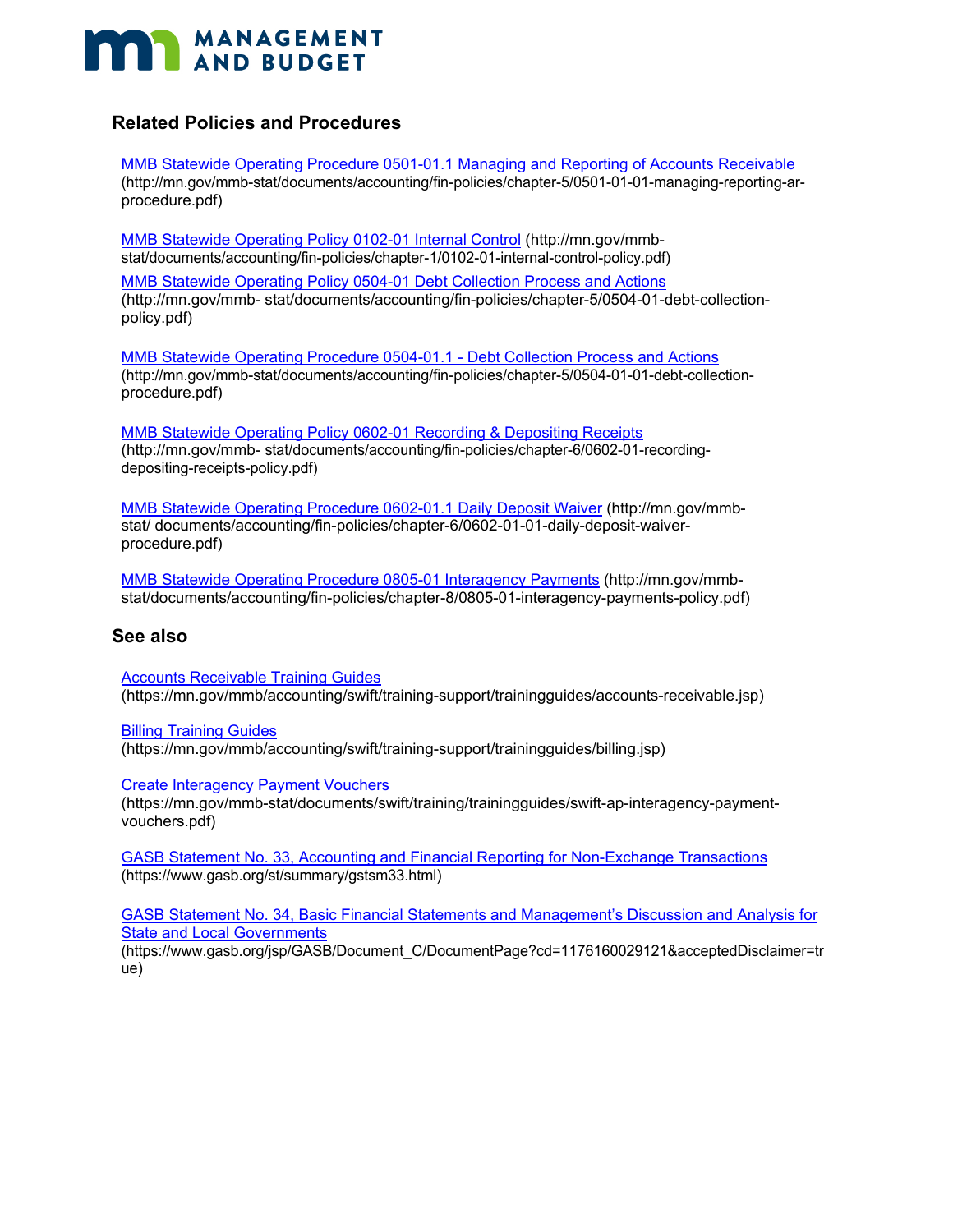## Related Policies and Procedures

MMB Statewide Operating Procedure 0501-01.1 Managing and Reporting of Accounts Receivable (http://mn.gov/mmb-stat/documents/accounting/fin-policies/chapter-5/0501-01-01-managing-reporting-ar-procedure.pdf)

MMB Statewide Operating Policy 0102-01 Internal Control (http://mn.gov/mmb-stat/documents/accounting/fin-policies/chapter-1/0102-01-internal-control-policy.pdf)

MMB Statewide Operating Policy 0504-01 Debt Collection Process and Actions (http://mn.gov/mmb- stat/documents/accounting/fin-policies/chapter-5/0504-01-debt-collection-policy.pdf)

MMB Statewide Operating Procedure 0504-01.1 - Debt Collection Process and Actions (http://mn.gov/mmb-stat/documents/accounting/fin-policies/chapter-5/0504-01-01-debt-collection-procedure.pdf)

MMB Statewide Operating Policy 0602-01 Recording & Depositing Receipts (http://mn.gov/mmb- stat/documents/accounting/fin-policies/chapter-6/0602-01-recording-depositing-receipts-policy.pdf)

MMB Statewide Operating Procedure 0602-01.1 Daily Deposit Waiver (http://mn.gov/mmb-stat/ documents/accounting/fin-policies/chapter-6/0602-01-01-daily-deposit-waiver-procedure.pdf)

MMB Statewide Operating Procedure 0805-01 Interagency Payments (http://mn.gov/mmb-stat/documents/accounting/fin-policies/chapter-8/0805-01-interagency-payments-policy.pdf)

## See also

Accounts Receivable Training Guides (https://mn.gov/mmb/accounting/swift/training-support/trainingguides/accounts-receivable.jsp)

Billing Training Guides (https://mn.gov/mmb/accounting/swift/training-support/trainingguides/billing.jsp)

Create Interagency Payment Vouchers (https://mn.gov/mmb-stat/documents/swift/training/trainingguides/swift-ap-interagency-payment-vouchers.pdf)

GASB Statement No. 33, Accounting and Financial Reporting for Non-Exchange Transactions (https://www.gasb.org/st/summary/gstsm33.html)

GASB Statement No. 34, Basic Financial Statements and Management's Discussion and Analysis for State and Local Governments (https://www.gasb.org/jsp/GASB/Document_C/DocumentPage?cd=1176160029121&acceptedDisclaimer=true)